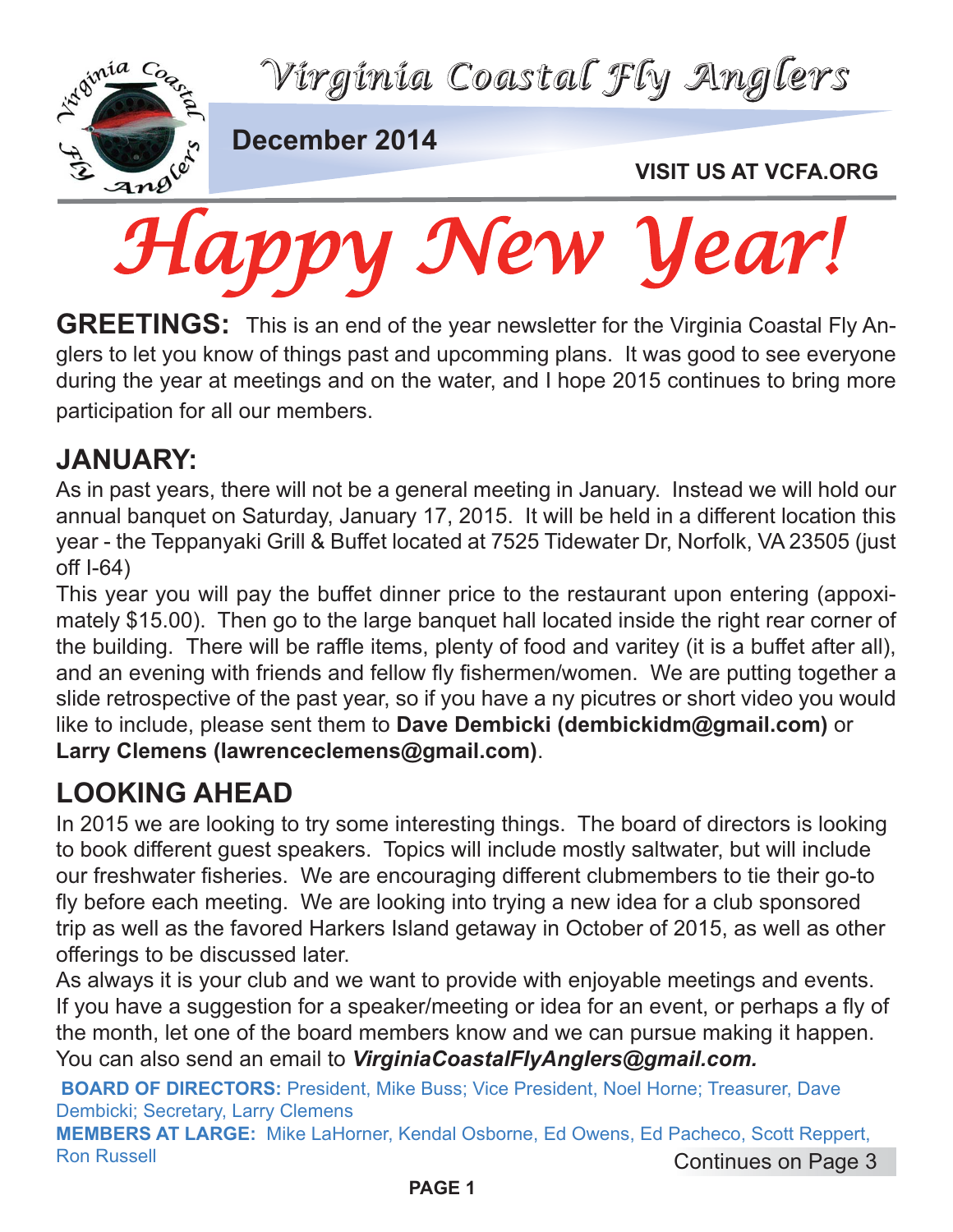# Virginia Coastal Fly Anglers

**December 2014**

**VISIT US AT VCFA.ORG**

# *Happy New Year!*

**GREETINGS:** This is an end of the year newsletter for the Virginia Coastal Fly Anglers to let you know of things past and upcomming plans. It was good to see everyone during the year at meetings and on the water, and I hope 2015 continues to bring more participation for all our members.

## JANUARY:

As in past years, there will not be a general meeting in January. Instead we will hold our annual banquet on Saturday, January 17, 2015. It will be held in a different location this year - the Teppanyaki Grill & Buffet located at 7525 Tidewater Dr, Norfolk, VA 23505 (just off I-64)

This year you will pay the buffet dinner price to the restaurant upon entering (appoximately $15.00). Then go to the large banquet hall located inside the right rear corner of the building. There will be raffle items, plenty of food and varitey (it is a buffet after all), and an evening with friends and fellow fly fishermen/women. We are putting together a slide retrospective of the past year, so if you have a ny picutres or short video you would like to include, please sent them to **Dave Dembicki (dembickidm@gmail.com)** or **Larry Clemens (lawrenceclemens@gmail.com)**.

## LOOKING AHEAD

In 2015 we are looking to try some interesting things. The board of directors is looking to book different guest speakers. Topics will include mostly saltwater, but will include our freshwater fisheries. We are encouraging different clubmembers to tie their go-to fly before each meeting. We are looking into trying a new idea for a club sponsored trip as well as the favored Harkers Island getaway in October of 2015, as well as other offerings to be discussed later.

As always it is your club and we want to provide with enjoyable meetings and events. If you have a suggestion for a speaker/meeting or idea for an event, or perhaps a fly of the month, let one of the board members know and we can pursue making it happen. You can also send an email to ***VirginiaCoastalFlyAnglers@gmail.com.***

**BOARD OF DIRECTORS:** President, Mike Buss; Vice President, Noel Horne; Treasurer, Dave Dembicki; Secretary, Larry Clemens

**MEMBERS AT LARGE:** Mike LaHorner, Kendal Osborne, Ed Owens, Ed Pacheco, Scott Reppert, Ron Russell

Continues on Page 3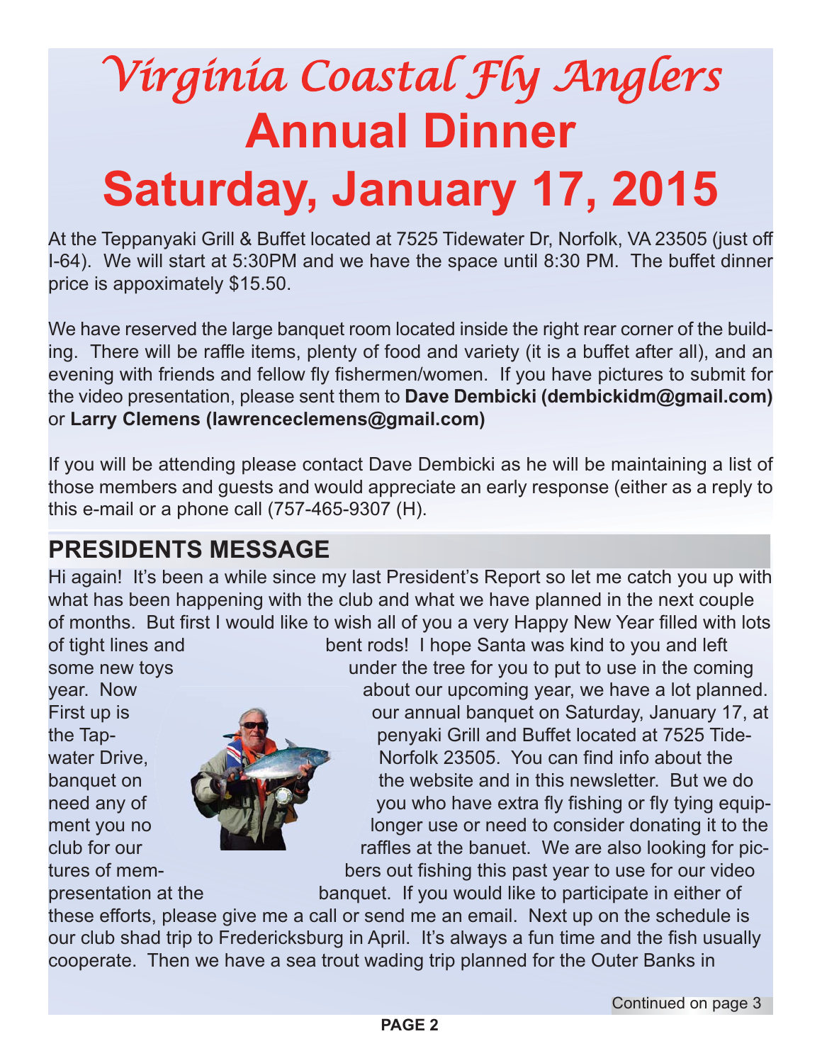# *Virginia Coastal Fly Anglers*

# Annual Dinner

# Saturday, January 17, 2015

At the Teppanyaki Grill & Buffet located at 7525 Tidewater Dr, Norfolk, VA 23505 (just off I-64). We will start at 5:30PM and we have the space until 8:30 PM. The buffet dinner price is appoximately $15.50.

We have reserved the large banquet room located inside the right rear corner of the building. There will be raffle items, plenty of food and variety (it is a buffet after all), and an evening with friends and fellow fly fishermen/women. If you have pictures to submit for the video presentation, please sent them to **Dave Dembicki (dembickidm@gmail.com)** or **Larry Clemens (lawrenceclemens@gmail.com)**

If you will be attending please contact Dave Dembicki as he will be maintaining a list of those members and guests and would appreciate an early response (either as a reply to this e-mail or a phone call (757-465-9307 (H).

## PRESIDENTS MESSAGE

Hi again! It's been a while since my last President's Report so let me catch you up with what has been happening with the club and what we have planned in the next couple of months. But first I would like to wish all of you a very Happy New Year filled with lots of tight lines and bent rods! I hope Santa was kind to you and left some new toys under the tree for you to put to use in the coming year. Now about our upcoming year, we have a lot planned. First up is our annual banquet on Saturday, January 17, at the Teppenyaki Grill and Buffet located at 7525 Tidewater Drive, Norfolk 23505. You can find info about the banquet on the website and in this newsletter. But we do need any of you who have extra fly fishing or fly tying equipment you no longer use or need to consider donating it to the club for our raffles at the banuet. We are also looking for pictures of members out fishing this past year to use for our video presentation at the banquet. If you would like to participate in either of these efforts, please give me a call or send me an email. Next up on the schedule is our club shad trip to Fredericksburg in April. It's always a fun time and the fish usually cooperate. Then we have a sea trout wading trip planned for the Outer Banks in

Continued on page 3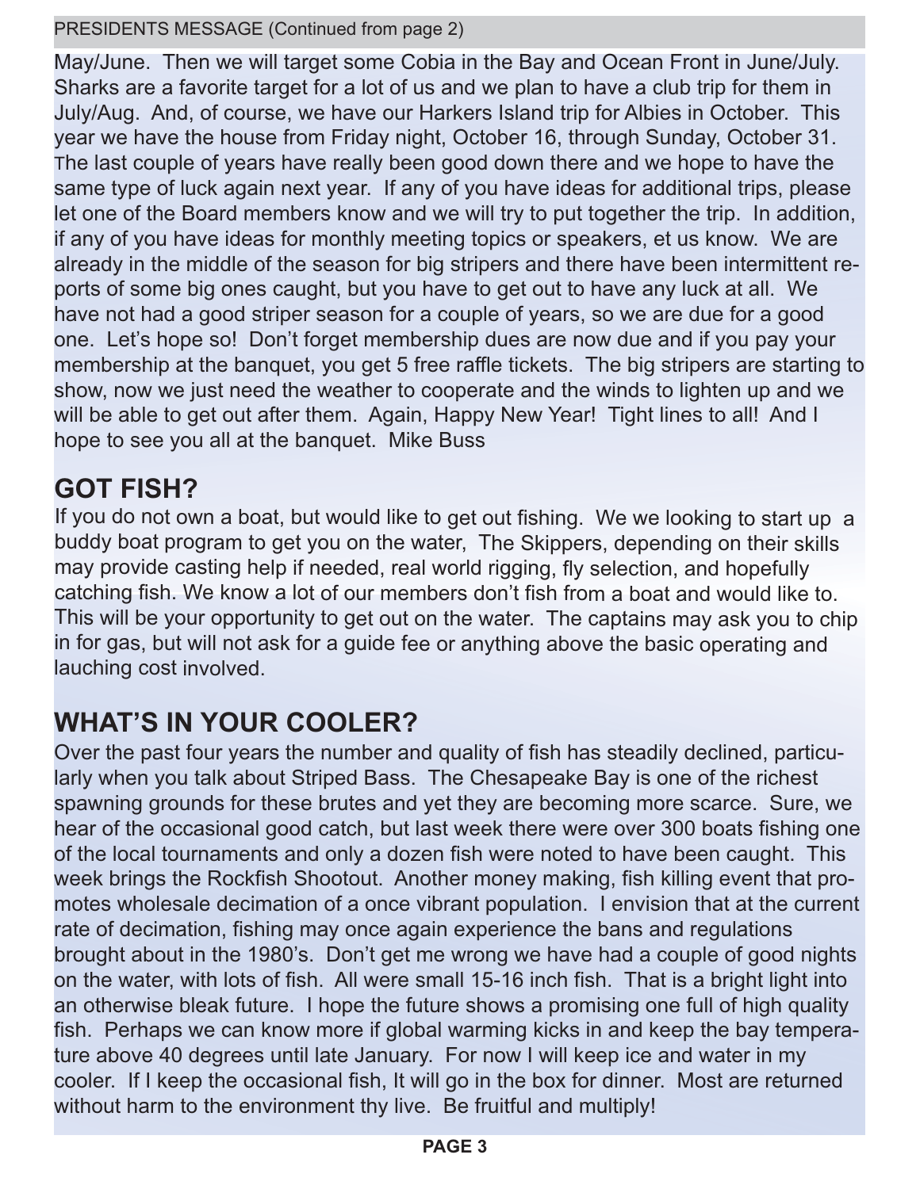PRESIDENTS MESSAGE (Continued from page 2)

May/June. Then we will target some Cobia in the Bay and Ocean Front in June/July. Sharks are a favorite target for a lot of us and we plan to have a club trip for them in July/Aug. And, of course, we have our Harkers Island trip for Albies in October. This year we have the house from Friday night, October 16, through Sunday, October 31. The last couple of years have really been good down there and we hope to have the same type of luck again next year. If any of you have ideas for additional trips, please let one of the Board members know and we will try to put together the trip. In addition, if any of you have ideas for monthly meeting topics or speakers, et us know. We are already in the middle of the season for big stripers and there have been intermittent reports of some big ones caught, but you have to get out to have any luck at all. We have not had a good striper season for a couple of years, so we are due for a good one. Let's hope so! Don't forget membership dues are now due and if you pay your membership at the banquet, you get 5 free raffle tickets. The big stripers are starting to show, now we just need the weather to cooperate and the winds to lighten up and we will be able to get out after them. Again, Happy New Year! Tight lines to all! And I hope to see you all at the banquet. Mike Buss

## GOT FISH?

If you do not own a boat, but would like to get out fishing. We we looking to start up a buddy boat program to get you on the water, The Skippers, depending on their skills may provide casting help if needed, real world rigging, fly selection, and hopefully catching fish. We know a lot of our members don't fish from a boat and would like to. This will be your opportunity to get out on the water. The captains may ask you to chip in for gas, but will not ask for a guide fee or anything above the basic operating and lauching cost involved.

## WHAT'S IN YOUR COOLER?

Over the past four years the number and quality of fish has steadily declined, particularly when you talk about Striped Bass. The Chesapeake Bay is one of the richest spawning grounds for these brutes and yet they are becoming more scarce. Sure, we hear of the occasional good catch, but last week there were over 300 boats fishing one of the local tournaments and only a dozen fish were noted to have been caught. This week brings the Rockfish Shootout. Another money making, fish killing event that promotes wholesale decimation of a once vibrant population. I envision that at the current rate of decimation, fishing may once again experience the bans and regulations brought about in the 1980's. Don't get me wrong we have had a couple of good nights on the water, with lots of fish. All were small 15-16 inch fish. That is a bright light into an otherwise bleak future. I hope the future shows a promising one full of high quality fish. Perhaps we can know more if global warming kicks in and keep the bay temperature above 40 degrees until late January. For now I will keep ice and water in my cooler. If I keep the occasional fish, It will go in the box for dinner. Most are returned without harm to the environment thy live. Be fruitful and multiply!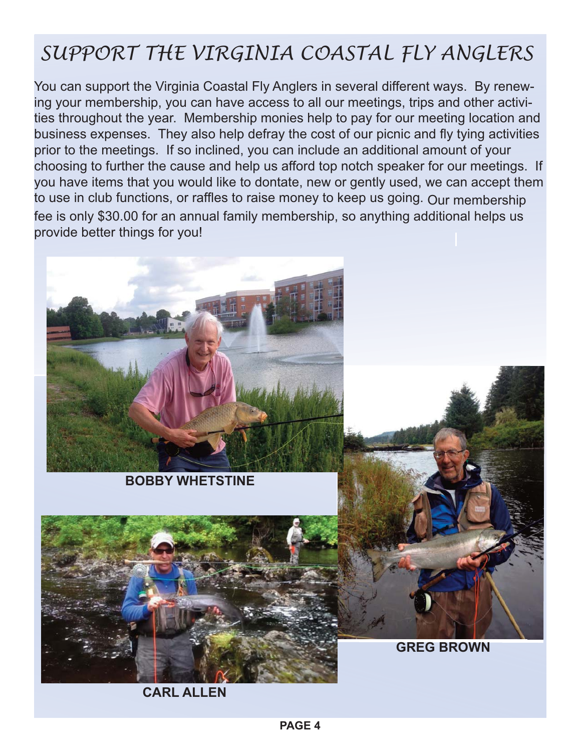# SUPPORT THE VIRGINIA COASTAL FLY ANGLERS

You can support the Virginia Coastal Fly Anglers in several different ways. By renewing your membership, you can have access to all our meetings, trips and other activities throughout the year. Membership monies help to pay for our meeting location and business expenses. They also help defray the cost of our picnic and fly tying activities prior to the meetings. If so inclined, you can include an additional amount of your choosing to further the cause and help us afford top notch speaker for our meetings. If you have items that you would like to dontate, new or gently used, we can accept them to use in club functions, or raffles to raise money to keep us going. Our membership fee is only $30.00 for an annual family membership, so anything additional helps us provide better things for you!

**BOBBY WHETSTINE**

**GREG BROWN**

**CARL ALLEN**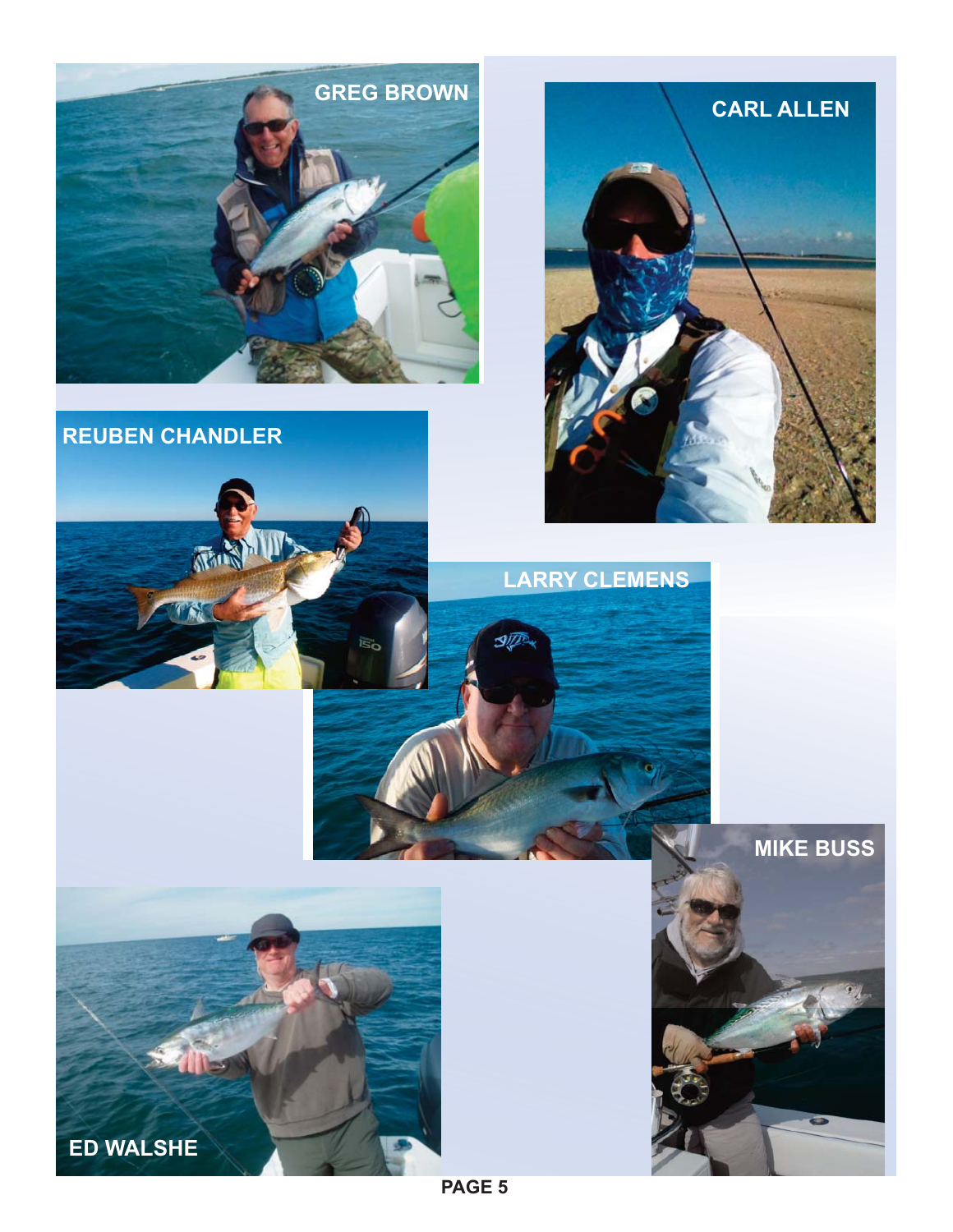GREG BROWN

CARL ALLEN

REUBEN CHANDLER

LARRY CLEMENS

MIKE BUSS

ED WALSHE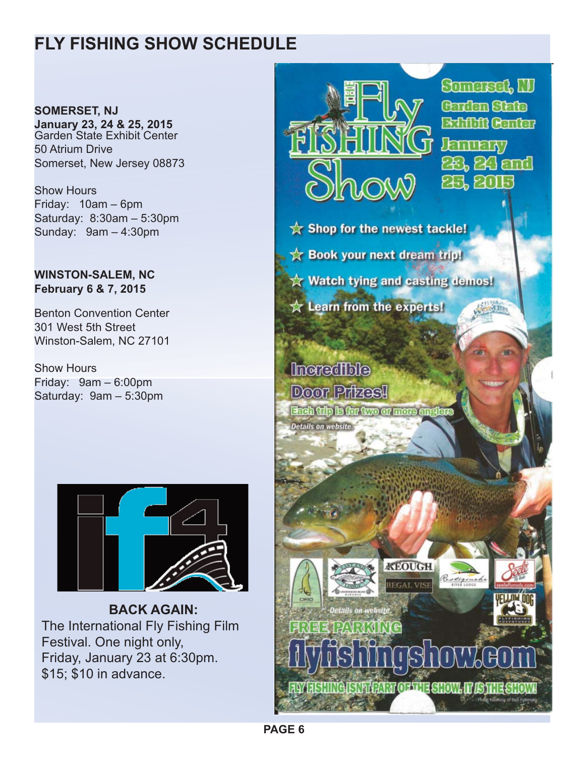# FLY FISHING SHOW SCHEDULE

**SOMERSET, NJ**
**January 23, 24 & 25, 2015**
Garden State Exhibit Center
50 Atrium Drive
Somerset, New Jersey 08873

Show Hours
Friday: 10am – 6pm
Saturday: 8:30am – 5:30pm
Sunday: 9am – 4:30pm

**WINSTON-SALEM, NC**
**February 6 & 7, 2015**

Benton Convention Center
301 West 5th Street
Winston-Salem, NC 27101

Show Hours
Friday: 9am – 6:00pm
Saturday: 9am – 5:30pm

**BACK AGAIN:**
The International Fly Fishing Film Festival. One night only, Friday, January 23 at 6:30pm. $15; $10 in advance.

The Fly Fishing Show

Somerset, NJ
Garden State Exhibit Center
January 23, 24 and 25, 2015

- Shop for the newest tackle!
- Book your next dream trip!
- Watch tying and casting demos!
- Learn from the experts!

Incredible Door Prizes!
Each trip is for two or more anglers
Details on website.

Details on website.
FREE PARKING
flyfishingshow.com
FLY FISHING ISN'T PART OF THE SHOW. IT IS THE SHOW!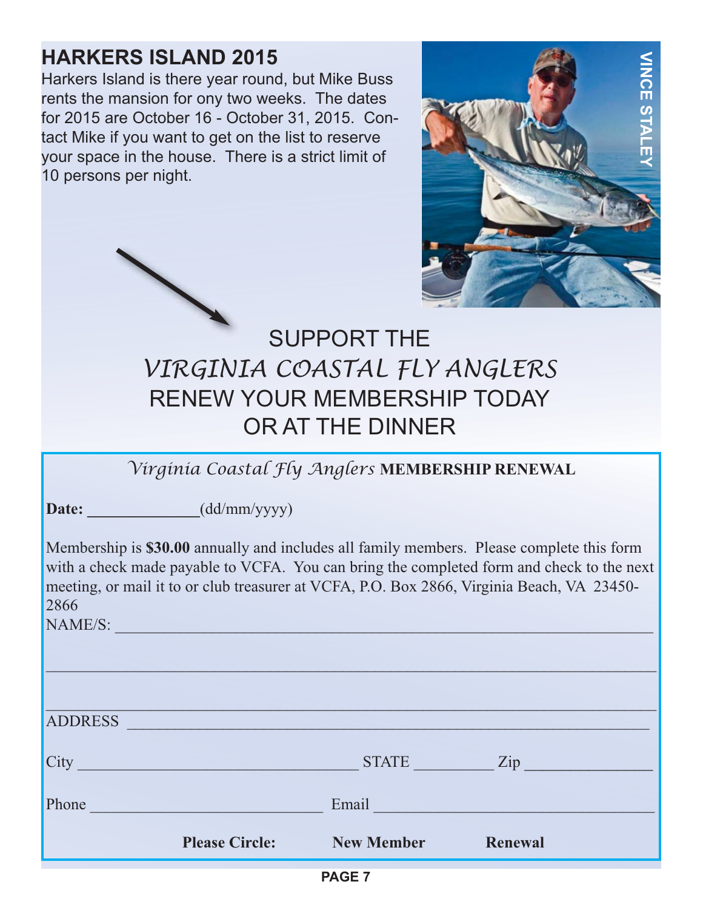## HARKERS ISLAND 2015

Harkers Island is there year round, but Mike Buss rents the mansion for ony two weeks. The dates for 2015 are October 16 - October 31, 2015. Contact Mike if you want to get on the list to reserve your space in the house. There is a strict limit of 10 persons per night.

VINCE STALEY

SUPPORT THE
*VIRGINIA COASTAL FLY ANGLERS*
RENEW YOUR MEMBERSHIP TODAY
OR AT THE DINNER

*Virginia Coastal Fly Anglers* **MEMBERSHIP RENEWAL**

**Date:** _____________(dd/mm/yyyy)

Membership is **$30.00** annually and includes all family members. Please complete this form with a check made payable to VCFA. You can bring the completed form and check to the next meeting, or mail it to or club treasurer at VCFA, P.O. Box 2866, Virginia Beach, VA 23450-2866

NAME/S: ____________________________________________

____________________________________________

____________________________________________

ADDRESS ____________________________________________

City ______________________ STATE _________ Zip ______________

Phone ______________________ Email ______________________

**Please Circle:** **New Member** **Renewal**